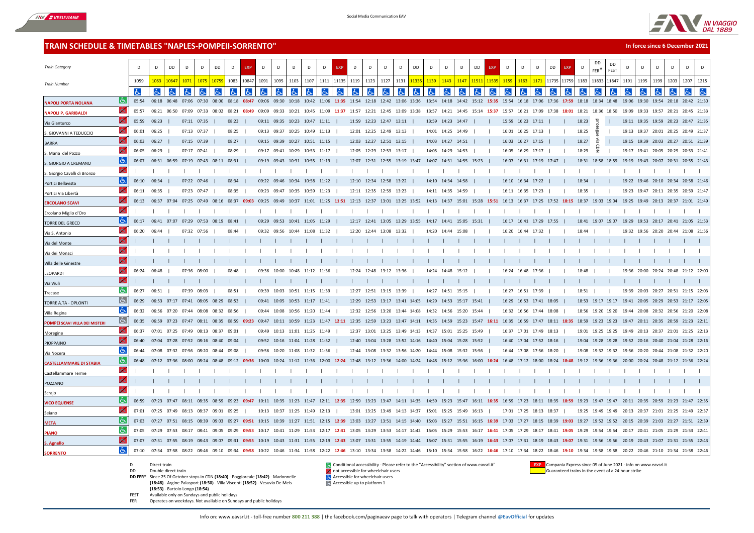# TRAIN SCHEDULE & TIMETABLES "NAPLES-POMPEII-SORRENTO"

**In force since 6 December 2021**

| Train Category | D | D | DD | D | D | DD | D | EXP | D | D | D | D | D | EXP | D | D | D | D | DD | D | D | D | DD | EXP | D | D | D | DD | EXP | D | DD FER* | DD FEST | D | D | D | D | D | D |
|---|---|---|---|---|---|---|---|---|---|---|---|---|---|---|---|---|---|---|---|---|---|---|---|---|---|---|---|---|---|---|---|---|---|---|---|---|---|---|
| Train Number | 1059 | 1063 | 10647 | 1071 | 1075 | 10759 | 1083 | 10847 | 1091 | 1095 | 1103 | 1107 | 1111 | 11135 | 1119 | 1123 | 1127 | 1131 | 11335 | 1139 | 1143 | 1147 | 11511 | 11535 | 1159 | 1163 | 1171 | 11735 | 11759 | 1183 | 11833 | 11847 | 1191 | 1195 | 1199 | 1203 | 1207 | 1215 |
| NAPOLI PORTA NOLANA | 05:54 | 06:18 | 06:48 | 07:06 | 07:30 | 08:00 | 08:18 | 08:47 | 09:06 | 09:30 | 10:18 | 10:42 | 11:06 | 11:35 | 11:54 | 12:18 | 12:42 | 13:06 | 13:36 | 13:54 | 14:18 | 14:42 | 15:12 | 15:35 | 15:54 | 16:18 | 17:06 | 17:36 | 17:59 | 18:18 | 18:34 | 18:48 | 19:06 | 19:30 | 19:54 | 20:18 | 20:42 | 21:30 |
| NAPOLI P. GARIBALDI | 05:57 | 06:21 | 06:50 | 07:09 | 07:33 | 08:02 | 08:21 | 08:49 | 09:09 | 09:33 | 10:21 | 10:45 | 11:09 | 11:37 | 11:57 | 12:21 | 12:45 | 13:09 | 13:38 | 13:57 | 14:21 | 14:45 | 15:14 | 15:37 | 15:57 | 16:21 | 17:09 | 17:38 | 18:01 | 18:21 | 18:36 | 18:50 | 19:09 | 19:33 | 19:57 | 20:21 | 20:45 | 21:33 |
| Via Gianturco | 05:59 | 06:23 | \| | 07:11 | 07:35 | \| | 08:23 | \| | 09:11 | 09:35 | 10:23 | 10:47 | 11:11 | \| | 11:59 | 12:23 | 12:47 | 13:11 | \| | 13:59 | 14:23 | 14:47 | \| | \| | 15:59 | 16:23 | 17:11 | \| | \| | 18:23 | prosegue via CDN | \| | 19:11 | 19:35 | 19:59 | 20:23 | 20:47 | 21:35 |
| S. GIOVANNI A TEDUCCIO | 06:01 | 06:25 | \| | 07:13 | 07:37 | \| | 08:25 | \| | 09:13 | 09:37 | 10:25 | 10:49 | 11:13 | \| | 12:01 | 12:25 | 12:49 | 13:13 | \| | 14:01 | 14:25 | 14:49 | \| | \| | 16:01 | 16:25 | 17:13 | \| | \| | 18:25 | | \| | 19:13 | 19:37 | 20:01 | 20:25 | 20:49 | 21:37 |
| BARRA | 06:03 | 06:27 | \| | 07:15 | 07:39 | \| | 08:27 | \| | 09:15 | 09:39 | 10:27 | 10:51 | 11:15 | \| | 12:03 | 12:27 | 12:51 | 13:15 | \| | 14:03 | 14:27 | 14:51 | \| | \| | 16:03 | 16:27 | 17:15 | \| | \| | 18:27 | | \| | 19:15 | 19:39 | 20:03 | 20:27 | 20:51 | 21:39 |
| S. Maria del Pozzo | 06:05 | 06:29 | \| | 07:17 | 07:41 | \| | 08:29 | \| | 09:17 | 09:41 | 10:29 | 10:53 | 11:17 | \| | 12:05 | 12:29 | 12:53 | 13:17 | \| | 14:05 | 14:29 | 14:53 | \| | \| | 16:05 | 16:29 | 17:17 | \| | \| | 18:29 | | \| | 19:17 | 19:41 | 20:05 | 20:29 | 20:53 | 21:41 |
| S. GIORGIO A CREMANO | 06:07 | 06:31 | 06:59 | 07:19 | 07:43 | 08:11 | 08:31 | \| | 09:19 | 09:43 | 10:31 | 10:55 | 11:19 | \| | 12:07 | 12:31 | 12:55 | 13:19 | 13:47 | 14:07 | 14:31 | 14:55 | 15:23 | \| | 16:07 | 16:31 | 17:19 | 17:47 | \| | 18:31 | 18:58 | 18:59 | 19:19 | 19:43 | 20:07 | 20:31 | 20:55 | 21:43 |
| S. Giorgio Cavalli di Bronzo | \| | \| | \| | \| | \| | \| | \| | \| | \| | \| | \| | \| | \| | \| | \| | \| | \| | \| | \| | \| | \| | \| | \| | \| | \| | \| | \| | \| | \| | \| | \| | \| | \| | \| | \| | \| | \| | \| |
| Portici Bellavista | 06:10 | 06:34 | \| | 07:22 | 07:46 | \| | 08:34 | \| | 09:22 | 09:46 | 10:34 | 10:58 | 11:22 | \| | 12:10 | 12:34 | 12:58 | 13:22 | \| | 14:10 | 14:34 | 14:58 | \| | \| | 16:10 | 16:34 | 17:22 | \| | \| | 18:34 | \| | \| | 19:22 | 19:46 | 20:10 | 20:34 | 20:58 | 21:46 |
| Portici Via Libertà | 06:11 | 06:35 | \| | 07:23 | 07:47 | \| | 08:35 | \| | 09:23 | 09:47 | 10:35 | 10:59 | 11:23 | \| | 12:11 | 12:35 | 12:59 | 13:23 | \| | 14:11 | 14:35 | 14:59 | \| | \| | 16:11 | 16:35 | 17:23 | \| | \| | 18:35 | \| | \| | 19:23 | 19:47 | 20:11 | 20:35 | 20:59 | 21:47 |
| ERCOLANO SCAVI | 06:13 | 06:37 | 07:04 | 07:25 | 07:49 | 08:16 | 08:37 | 09:03 | 09:25 | 09:49 | 10:37 | 11:01 | 11:25 | 11:51 | 12:13 | 12:37 | 13:01 | 13:25 | 13:52 | 14:13 | 14:37 | 15:01 | 15:28 | 15:51 | 16:13 | 16:37 | 17:25 | 17:52 | 18:15 | 18:37 | 19:03 | 19:04 | 19:25 | 19:49 | 20:13 | 20:37 | 21:01 | 21:49 |
| Ercolano Miglio d'Oro | \| | \| | \| | \| | \| | \| | \| | \| | \| | \| | \| | \| | \| | \| | \| | \| | \| | \| | \| | \| | \| | \| | \| | \| | \| | \| | \| | \| | \| | \| | \| | \| | \| | \| | \| | \| | \| | \| |
| TORRE DEL GRECO | 06:17 | 06:41 | 07:07 | 07:29 | 07:53 | 08:19 | 08:41 | \| | 09:29 | 09:53 | 10:41 | 11:05 | 11:29 | \| | 12:17 | 12:41 | 13:05 | 13:29 | 13:55 | 14:17 | 14:41 | 15:05 | 15:31 | \| | 16:17 | 16:41 | 17:29 | 17:55 | \| | 18:41 | 19:07 | 19:07 | 19:29 | 19:53 | 20:17 | 20:41 | 21:05 | 21:53 |
| Via S. Antonio | 06:20 | 06:44 | \| | 07:32 | 07:56 | \| | 08:44 | \| | 09:32 | 09:56 | 10:44 | 11:08 | 11:32 | \| | 12:20 | 12:44 | 13:08 | 13:32 | \| | 14:20 | 14:44 | 15:08 | \| | \| | 16:20 | 16:44 | 17:32 | \| | \| | 18:44 | \| | \| | 19:32 | 19:56 | 20:20 | 20:44 | 21:08 | 21:56 |
| Via del Monte | \| | \| | \| | \| | \| | \| | \| | \| | \| | \| | \| | \| | \| | \| | \| | \| | \| | \| | \| | \| | \| | \| | \| | \| | \| | \| | \| | \| | \| | \| | \| | \| | \| | \| | \| | \| | \| | \| |
| Via dei Monaci | \| | \| | \| | \| | \| | \| | \| | \| | \| | \| | \| | \| | \| | \| | \| | \| | \| | \| | \| | \| | \| | \| | \| | \| | \| | \| | \| | \| | \| | \| | \| | \| | \| | \| | \| | \| | \| | \| |
| Villa delle Ginestre | \| | \| | \| | \| | \| | \| | \| | \| | \| | \| | \| | \| | \| | \| | \| | \| | \| | \| | \| | \| | \| | \| | \| | \| | \| | \| | \| | \| | \| | \| | \| | \| | \| | \| | \| | \| | \| | \| |
| LEOPARDI | 06:24 | 06:48 | \| | 07:36 | 08:00 | \| | 08:48 | \| | 09:36 | 10:00 | 10:48 | 11:12 | 11:36 | \| | 12:24 | 12:48 | 13:12 | 13:36 | \| | 14:24 | 14:48 | 15:12 | \| | \| | 16:24 | 16:48 | 17:36 | \| | \| | 18:48 | \| | \| | 19:36 | 20:00 | 20:24 | 20:48 | 21:12 | 22:00 |
| Via Viuli | \| | \| | \| | \| | \| | \| | \| | \| | \| | \| | \| | \| | \| | \| | \| | \| | \| | \| | \| | \| | \| | \| | \| | \| | \| | \| | \| | \| | \| | \| | \| | \| | \| | \| | \| | \| | \| | \| |
| Trecase | 06:27 | 06:51 | \| | 07:39 | 08:03 | \| | 08:51 | \| | 09:39 | 10:03 | 10:51 | 11:15 | 11:39 | \| | 12:27 | 12:51 | 13:15 | 13:39 | \| | 14:27 | 14:51 | 15:15 | \| | \| | 16:27 | 16:51 | 17:39 | \| | \| | 18:51 | \| | \| | 19:39 | 20:03 | 20:27 | 20:51 | 21:15 | 22:03 |
| TORRE A.TA - OPLONTI | 06:29 | 06:53 | 07:17 | 07:41 | 08:05 | 08:29 | 08:53 | \| | 09:41 | 10:05 | 10:53 | 11:17 | 11:41 | \| | 12:29 | 12:53 | 13:17 | 13:41 | 14:05 | 14:29 | 14:53 | 15:17 | 15:41 | \| | 16:29 | 16:53 | 17:41 | 18:05 | \| | 18:53 | 19:17 | 19:17 | 19:41 | 20:05 | 20:29 | 20:53 | 21:17 | 22:05 |
| Villa Regina | 06:32 | 06:56 | 07:20 | 07:44 | 08:08 | 08:32 | 08:56 | \| | 09:44 | 10:08 | 10:56 | 11:20 | 11:44 | \| | 12:32 | 12:56 | 13:20 | 13:44 | 14:08 | 14:32 | 14:56 | 15:20 | 15:44 | \| | 16:32 | 16:56 | 17:44 | 18:08 | \| | 18:56 | 19:20 | 19:20 | 19:44 | 20:08 | 20:32 | 20:56 | 21:20 | 22:08 |
| POMPEI SCAVI VILLA DEI MISTERI | 06:35 | 06:59 | 07:23 | 07:47 | 08:11 | 08:35 | 08:59 | 09:23 | 09:47 | 10:11 | 10:59 | 11:23 | 11:47 | 12:11 | 12:35 | 12:59 | 13:23 | 13:47 | 14:11 | 14:35 | 14:59 | 15:23 | 15:47 | 16:11 | 16:35 | 16:59 | 17:47 | 18:11 | 18:35 | 18:59 | 19:23 | 19:23 | 19:47 | 20:11 | 20:35 | 20:59 | 21:23 | 22:11 |
| Moregine | 06:37 | 07:01 | 07:25 | 07:49 | 08:13 | 08:37 | 09:01 | \| | 09:49 | 10:13 | 11:01 | 11:25 | 11:49 | \| | 12:37 | 13:01 | 13:25 | 13:49 | 14:13 | 14:37 | 15:01 | 15:25 | 15:49 | \| | 16:37 | 17:01 | 17:49 | 18:13 | \| | 19:01 | 19:25 | 19:25 | 19:49 | 20:13 | 20:37 | 21:01 | 21:25 | 22:13 |
| PIOPPAINO | 06:40 | 07:04 | 07:28 | 07:52 | 08:16 | 08:40 | 09:04 | \| | 09:52 | 10:16 | 11:04 | 11:28 | 11:52 | \| | 12:40 | 13:04 | 13:28 | 13:52 | 14:16 | 14:40 | 15:04 | 15:28 | 15:52 | \| | 16:40 | 17:04 | 17:52 | 18:16 | \| | 19:04 | 19:28 | 19:28 | 19:52 | 20:16 | 20:40 | 21:04 | 21:28 | 22:16 |
| Via Nocera | 06:44 | 07:08 | 07:32 | 07:56 | 08:20 | 08:44 | 09:08 | \| | 09:56 | 10:20 | 11:08 | 11:32 | 11:56 | \| | 12:44 | 13:08 | 13:32 | 13:56 | 14:20 | 14:44 | 15:08 | 15:32 | 15:56 | \| | 16:44 | 17:08 | 17:56 | 18:20 | \| | 19:08 | 19:32 | 19:32 | 19:56 | 20:20 | 20:44 | 21:08 | 21:32 | 22:20 |
| CASTELLAMMARE DI STABIA | 06:48 | 07:12 | 07:36 | 08:00 | 08:24 | 08:48 | 09:12 | 09:36 | 10:00 | 10:24 | 11:12 | 11:36 | 12:00 | 12:24 | 12:48 | 13:12 | 13:36 | 14:00 | 14:24 | 14:48 | 15:12 | 15:36 | 16:00 | 16:24 | 16:48 | 17:12 | 18:00 | 18:24 | 18:48 | 19:12 | 19:36 | 19:36 | 20:00 | 20:24 | 20:48 | 21:12 | 21:36 | 22:24 |
| Castellammare Terme | \| | \| | \| | \| | \| | \| | \| | \| | \| | \| | \| | \| | \| | \| | \| | \| | \| | \| | \| | \| | \| | \| | \| | \| | \| | \| | \| | \| | \| | \| | \| | \| | \| | \| | \| | \| | \| | \| |
| POZZANO | \| | \| | \| | \| | \| | \| | \| | \| | \| | \| | \| | \| | \| | \| | \| | \| | \| | \| | \| | \| | \| | \| | \| | \| | \| | \| | \| | \| | \| | \| | \| | \| | \| | \| | \| | \| | \| | \| |
| Scrajo | \| | \| | \| | \| | \| | \| | \| | \| | \| | \| | \| | \| | \| | \| | \| | \| | \| | \| | \| | \| | \| | \| | \| | \| | \| | \| | \| | \| | \| | \| | \| | \| | \| | \| | \| | \| | \| | \| |
| VICO EQUENSE | 06:59 | 07:23 | 07:47 | 08:11 | 08:35 | 08:59 | 09:23 | 09:47 | 10:11 | 10:35 | 11:23 | 11:47 | 12:11 | 12:35 | 12:59 | 13:23 | 13:47 | 14:11 | 14:35 | 14:59 | 15:23 | 15:47 | 16:11 | 16:35 | 16:59 | 17:23 | 18:11 | 18:35 | 18:59 | 19:23 | 19:47 | 19:47 | 20:11 | 20:35 | 20:59 | 21:23 | 21:47 | 22:35 |
| Seiano | 07:01 | 07:25 | 07:49 | 08:13 | 08:37 | 09:01 | 09:25 | \| | 10:13 | 10:37 | 11:25 | 11:49 | 12:13 | \| | 13:01 | 13:25 | 13:49 | 14:13 | 14:37 | 15:01 | 15:25 | 15:49 | 16:13 | \| | 17:01 | 17:25 | 18:13 | 18:37 | \| | 19:25 | 19:49 | 19:49 | 20:13 | 20:37 | 21:01 | 21:25 | 21:49 | 22:37 |
| META | 07:03 | 07:27 | 07:51 | 08:15 | 08:39 | 09:03 | 09:27 | 09:51 | 10:15 | 10:39 | 11:27 | 11:51 | 12:15 | 12:39 | 13:03 | 13:27 | 13:51 | 14:15 | 14:40 | 15:03 | 15:27 | 15:51 | 16:15 | 16:39 | 17:03 | 17:27 | 18:15 | 18:39 | 19:03 | 19:27 | 19:52 | 19:52 | 20:15 | 20:39 | 21:03 | 21:27 | 21:51 | 22:39 |
| PIANO | 07:05 | 07:29 | 07:53 | 08:17 | 08:41 | 09:05 | 09:29 | 09:53 | 10:17 | 10:41 | 11:29 | 11:53 | 12:17 | 12:41 | 13:05 | 13:29 | 13:53 | 14:17 | 14:42 | 15:05 | 15:29 | 15:53 | 16:17 | 16:41 | 17:05 | 17:29 | 18:17 | 18:41 | 19:05 | 19:29 | 19:54 | 19:54 | 20:17 | 20:41 | 21:05 | 21:29 | 21:53 | 22:41 |
| S. Agnello | 07:07 | 07:31 | 07:55 | 08:19 | 08:43 | 09:07 | 09:31 | 09:55 | 10:19 | 10:43 | 11:31 | 11:55 | 12:19 | 12:43 | 13:07 | 13:31 | 13:55 | 14:19 | 14:44 | 15:07 | 15:31 | 15:55 | 16:19 | 16:43 | 17:07 | 17:31 | 18:19 | 18:43 | 19:07 | 19:31 | 19:56 | 19:56 | 20:19 | 20:43 | 21:07 | 21:31 | 21:55 | 22:43 |
| SORRENTO | 07:10 | 07:34 | 07:58 | 08:22 | 08:46 | 09:10 | 09:34 | 09:58 | 10:22 | 10:46 | 11:34 | 11:58 | 12:22 | 12:46 | 13:10 | 13:34 | 13:58 | 14:22 | 14:46 | 15:10 | 15:34 | 15:58 | 16:22 | 16:46 | 17:10 | 17:34 | 18:22 | 18:46 | 19:10 | 19:34 | 19:58 | 19:58 | 20:22 | 20:46 | 21:10 | 21:34 | 21:58 | 22:46 |

D — Direct train
DD — Double direct train
**DD FER*** — Since 25 Of October stops in CDN **(18:40)** - Poggioreale **(18:42)** - Madonnelle **(18:48)** - Argine Palasport **(18:50)** - Villa Visconti **(18:52)** - Vesuvio De Meis **(18:53)** - Bartolo Longo **(18:54)**
FEST — Available only on Sundays and public holidays
FER — Operates on weekdays. Not available on Sundays and public holidays

Conditional accessibility - Please refer to the "Accessibility" section of www.eavsrl.it"
not accessible for wheelchair users
Accessible for wheelchair users
Accessible up to platform 1

EXP — Campania Express since 05 of June 2021 - info on www.eavsrl.it
Guaranteed trains in the event of a 24-hour strike

Info on: www.eavsrl.it - toll-free number **800 211 388** | the facebook.com/paginaeav page to talk with operators | Telegram channel **@EavOfficial** for updates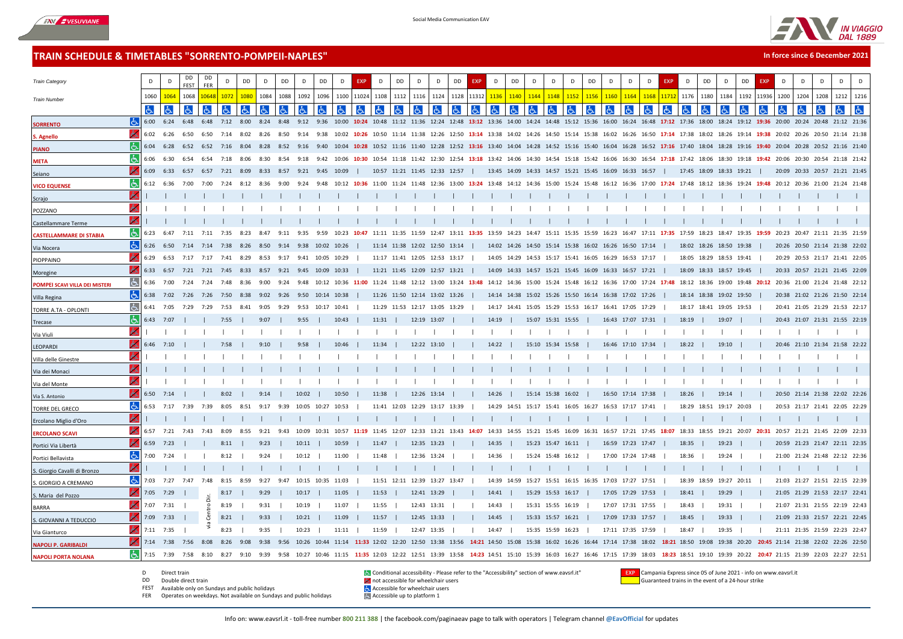# TRAIN SCHEDULE & TIMETABLES "SORRENTO-POMPEII-NAPLES"

**In force since 6 December 2021**

| Train Category | D | D | DD FEST | DD FER | D | DD | D | DD | D | DD | D | EXP | D | DD | D | D | DD | EXP | D | DD | D | D | D | DD | D | D | D | EXP | D | DD | D | DD | EXP | D | D | D | D | D |
|---|---|---|---|---|---|---|---|---|---|---|---|---|---|---|---|---|---|---|---|---|---|---|---|---|---|---|---|---|---|---|---|---|---|---|---|---|---|---|
| **Train Number** | 1060 | 1064 | 1068 | 10648 | 1072 | 1080 | 1084 | 1088 | 1092 | 1096 | 1100 | 11024 | 1108 | 1112 | 1116 | 1124 | 1128 | 11312 | 1136 | 1140 | 1144 | 1148 | 1152 | 1156 | 1160 | 1164 | 1168 | 11712 | 1176 | 1180 | 1184 | 1192 | 11936 | 1200 | 1204 | 1208 | 1212 | 1216 |
| SORRENTO | 6:00 | 6:24 | 6:48 | 6:48 | 7:21 | 8:00 | 8:24 | 8:48 | 9:12 | 9:36 | 10:00 | 10:24 | 10:48 | 11:12 | 11:36 | 12:24 | 12:48 | 13:12 | 13:36 | 14:00 | 14:24 | 14:48 | 15:12 | 15:36 | 16:00 | 16:24 | 16:48 | 17:12 | 17:36 | 18:00 | 18:24 | 19:12 | 19:36 | 20:00 | 20:24 | 20:48 | 21:12 | 21:36 |
| S. Agnello | 6:02 | 6:26 | 6:50 | 6:50 | 7:14 | 8:02 | 8:26 | 8:50 | 9:14 | 9:38 | 10:02 | 10:26 | 10:50 | 11:14 | 11:38 | 12:26 | 12:50 | 13:14 | 13:38 | 14:02 | 14:26 | 14:50 | 15:14 | 15:38 | 16:02 | 16:26 | 16:50 | 17:14 | 17:38 | 18:02 | 18:26 | 19:14 | 19:38 | 20:02 | 20:26 | 20:50 | 21:14 | 21:38 |
| PIANO | 6:04 | 6:28 | 6:52 | 6:52 | 7:16 | 8:04 | 8:28 | 8:52 | 9:16 | 9:40 | 10:04 | 10:28 | 10:52 | 11:16 | 11:40 | 12:28 | 12:52 | 13:16 | 13:40 | 14:04 | 14:28 | 14:52 | 15:16 | 15:40 | 16:04 | 16:28 | 16:52 | 17:16 | 17:40 | 18:04 | 18:28 | 19:16 | 19:40 | 20:04 | 20:28 | 20:52 | 21:16 | 21:40 |
| META | 6:06 | 6:30 | 6:54 | 6:54 | 7:18 | 8:06 | 8:30 | 8:54 | 9:18 | 9:42 | 10:06 | 10:30 | 10:54 | 11:18 | 11:42 | 12:30 | 12:54 | 13:18 | 13:42 | 14:06 | 14:30 | 14:54 | 15:18 | 15:42 | 16:06 | 16:30 | 16:54 | 17:18 | 17:42 | 18:06 | 18:30 | 19:18 | 19:42 | 20:06 | 20:30 | 20:54 | 21:18 | 21:42 |
| Seiano | 6:09 | 6:33 | 6:57 | 6:57 | 7:21 | 8:09 | 8:33 | 8:57 | 9:21 | 9:45 | 10:09 | \| | 10:57 | 11:21 | 11:45 | 12:33 | 12:57 | \| | 13:45 | 14:09 | 14:33 | 14:57 | 15:21 | 15:45 | 16:09 | 16:33 | 16:57 | \| | 17:45 | 18:09 | 18:33 | 19:21 | \| | 20:09 | 20:33 | 20:57 | 21:21 | 21:45 |
| VICO EQUENSE | 6:12 | 6:36 | 7:00 | 7:00 | 7:24 | 8:12 | 8:36 | 9:00 | 9:24 | 9:48 | 10:12 | 10:36 | 11:00 | 11:24 | 11:48 | 12:36 | 13:00 | 13:24 | 13:48 | 14:12 | 14:36 | 15:00 | 15:24 | 15:48 | 16:12 | 16:36 | 17:00 | 17:24 | 17:48 | 18:12 | 18:36 | 19:24 | 19:48 | 20:12 | 20:36 | 21:00 | 21:24 | 21:48 |
| Scrajo | \| | \| | \| | \| | \| | \| | \| | \| | \| | \| | \| | \| | \| | \| | \| | \| | \| | \| | \| | \| | \| | \| | \| | \| | \| | \| | \| | \| | \| | \| | \| | \| | \| | \| | \| | \| | \| | \| |
| POZZANO | \| | \| | \| | \| | \| | \| | \| | \| | \| | \| | \| | \| | \| | \| | \| | \| | \| | \| | \| | \| | \| | \| | \| | \| | \| | \| | \| | \| | \| | \| | \| | \| | \| | \| | \| | \| | \| | \| |
| Castellammare Terme | \| | \| | \| | \| | \| | \| | \| | \| | \| | \| | \| | \| | \| | \| | \| | \| | \| | \| | \| | \| | \| | \| | \| | \| | \| | \| | \| | \| | \| | \| | \| | \| | \| | \| | \| | \| | \| | \| |
| CASTELLAMMARE DI STABIA | 6:23 | 6:47 | 7:11 | 7:11 | 7:35 | 8:23 | 8:47 | 9:11 | 9:35 | 9:59 | 10:23 | 10:47 | 11:11 | 11:35 | 11:59 | 12:47 | 13:11 | 13:35 | 13:59 | 14:23 | 14:47 | 15:11 | 15:35 | 15:59 | 16:23 | 16:47 | 17:11 | 17:35 | 17:59 | 18:23 | 18:47 | 19:35 | 19:59 | 20:23 | 20:47 | 21:11 | 21:35 | 21:59 |
| Via Nocera | 6:26 | 6:50 | 7:14 | 7:14 | 7:38 | 8:26 | 8:50 | 9:14 | 9:38 | 10:02 | 10:26 | \| | 11:14 | 11:38 | 12:02 | 12:50 | 13:14 | \| | 14:02 | 14:26 | 14:50 | 15:14 | 15:38 | 16:02 | 16:26 | 16:50 | 17:14 | \| | 18:02 | 18:26 | 18:50 | 19:38 | \| | 20:26 | 20:50 | 21:14 | 21:38 | 22:02 |
| PIOPPAINO | 6:29 | 6:53 | 7:17 | 7:17 | 7:41 | 8:29 | 8:53 | 9:17 | 9:41 | 10:05 | 10:29 | \| | 11:17 | 11:41 | 12:05 | 12:53 | 13:17 | \| | 14:05 | 14:29 | 14:53 | 15:17 | 15:41 | 16:05 | 16:29 | 16:53 | 17:17 | \| | 18:05 | 18:29 | 18:53 | 19:41 | \| | 20:29 | 20:53 | 21:17 | 21:41 | 22:05 |
| Moregine | 6:33 | 6:57 | 7:21 | 7:21 | 7:45 | 8:33 | 8:57 | 9:21 | 9:45 | 10:09 | 10:33 | \| | 11:21 | 11:45 | 12:09 | 12:57 | 13:21 | \| | 14:09 | 14:33 | 14:57 | 15:21 | 15:45 | 16:09 | 16:33 | 16:57 | 17:21 | \| | 18:09 | 18:33 | 18:57 | 19:45 | \| | 20:33 | 20:57 | 21:21 | 21:45 | 22:09 |
| POMPEI SCAVI VILLA DEI MISTERI | 6:36 | 7:00 | 7:24 | 7:24 | 7:48 | 8:36 | 9:00 | 9:24 | 9:48 | 10:12 | 10:36 | 11:00 | 11:24 | 11:48 | 12:12 | 13:00 | 13:24 | 13:48 | 14:12 | 14:36 | 15:00 | 15:24 | 15:48 | 16:12 | 16:36 | 17:00 | 17:24 | 17:48 | 18:12 | 18:36 | 19:00 | 19:48 | 20:12 | 20:36 | 21:00 | 21:24 | 21:48 | 22:12 |
| Villa Regina | 6:38 | 7:02 | 7:26 | 7:26 | 7:50 | 8:38 | 9:02 | 9:26 | 9:50 | 10:14 | 10:38 | \| | 11:26 | 11:50 | 12:14 | 13:02 | 13:26 | \| | 14:14 | 14:38 | 15:02 | 15:26 | 15:50 | 16:14 | 16:38 | 17:02 | 17:26 | \| | 18:14 | 18:38 | 19:02 | 19:50 | \| | 20:38 | 21:02 | 21:26 | 21:50 | 22:14 |
| TORRE A.T.A - OPLONTI | 6:41 | 7:05 | 7:29 | 7:29 | 7:53 | 8:41 | 9:05 | 9:29 | 9:53 | 10:17 | 10:41 | \| | 11:29 | 11:53 | 12:17 | 13:05 | 13:29 | \| | 14:17 | 14:41 | 15:05 | 15:29 | 15:53 | 16:17 | 16:41 | 17:05 | 17:29 | \| | 18:17 | 18:41 | 19:05 | 19:53 | \| | 20:41 | 21:05 | 21:29 | 21:53 | 22:17 |
| Trecase | 6:43 | 7:07 | \| | \| | 7:55 | \| | 9:07 | \| | 9:55 | \| | 10:43 | \| | 11:31 | \| | 12:19 | 13:07 | \| | \| | 14:19 | \| | 15:07 | 15:31 | 15:55 | \| | 16:43 | 17:07 | 17:31 | \| | 18:19 | \| | 19:07 | \| | \| | 20:43 | 21:07 | 21:31 | 21:55 | 22:19 |
| Via Viuli | \| | \| | \| | \| | \| | \| | \| | \| | \| | \| | \| | \| | \| | \| | \| | \| | \| | \| | \| | \| | \| | \| | \| | \| | \| | \| | \| | \| | \| | \| | \| | \| | \| | \| | \| | \| | \| | \| |
| LEOPARDI | 6:46 | 7:10 | \| | \| | 7:58 | \| | 9:10 | \| | 9:58 | \| | 10:46 | \| | 11:34 | \| | 12:22 | 13:10 | \| | \| | 14:22 | \| | 15:10 | 15:34 | 15:58 | \| | 16:46 | 17:10 | 17:34 | \| | 18:22 | \| | 19:10 | \| | \| | 20:46 | 21:10 | 21:34 | 21:58 | 22:22 |
| Villa delle Ginestre | \| | \| | \| | \| | \| | \| | \| | \| | \| | \| | \| | \| | \| | \| | \| | \| | \| | \| | \| | \| | \| | \| | \| | \| | \| | \| | \| | \| | \| | \| | \| | \| | \| | \| | \| | \| | \| | \| |
| Via dei Monaci | \| | \| | \| | \| | \| | \| | \| | \| | \| | \| | \| | \| | \| | \| | \| | \| | \| | \| | \| | \| | \| | \| | \| | \| | \| | \| | \| | \| | \| | \| | \| | \| | \| | \| | \| | \| | \| | \| |
| Via del Monte | \| | \| | \| | \| | \| | \| | \| | \| | \| | \| | \| | \| | \| | \| | \| | \| | \| | \| | \| | \| | \| | \| | \| | \| | \| | \| | \| | \| | \| | \| | \| | \| | \| | \| | \| | \| | \| | \| |
| Via S. Antonio | 6:50 | 7:14 | \| | \| | 8:02 | \| | 9:14 | \| | 10:02 | \| | 10:50 | \| | 11:38 | \| | 12:26 | 13:14 | \| | \| | 14:26 | \| | 15:14 | 15:38 | 16:02 | \| | 16:50 | 17:14 | 17:38 | \| | 18:26 | \| | 19:14 | \| | \| | 20:50 | 21:14 | 21:38 | 22:02 | 22:26 |
| TORRE DEL GRECO | 6:53 | 7:17 | 7:39 | 7:39 | 8:05 | 8:51 | 9:17 | 9:39 | 10:05 | 10:27 | 10:53 | \| | 11:41 | 12:03 | 12:29 | 13:17 | 13:39 | \| | 14:29 | 14:51 | 15:17 | 15:41 | 16:05 | 16:27 | 16:53 | 17:17 | 17:41 | \| | 18:29 | 18:51 | 19:17 | 20:03 | \| | 20:53 | 21:17 | 21:41 | 22:05 | 22:29 |
| Ercolano Miglio d'Oro | \| | \| | \| | \| | \| | \| | \| | \| | \| | \| | \| | \| | \| | \| | \| | \| | \| | \| | \| | \| | \| | \| | \| | \| | \| | \| | \| | \| | \| | \| | \| | \| | \| | \| | \| | \| | \| | \| |
| ERCOLANO SCAVI | 6:57 | 7:21 | 7:43 | 7:43 | 8:09 | 8:55 | 9:21 | 9:43 | 10:09 | 10:31 | 10:57 | 11:19 | 11:45 | 12:07 | 12:33 | 13:21 | 13:43 | 14:07 | 14:33 | 14:55 | 15:21 | 15:45 | 16:09 | 16:31 | 16:57 | 17:21 | 17:45 | 18:07 | 18:33 | 18:55 | 19:21 | 20:07 | 20:31 | 20:57 | 21:21 | 21:45 | 22:09 | 22:33 |
| Portici Via Libertà | 6:59 | 7:23 | \| | \| | 8:11 | \| | 9:23 | \| | 10:11 | \| | 10:59 | \| | 11:47 | \| | 12:35 | 13:23 | \| | \| | 14:35 | \| | 15:23 | 15:47 | 16:11 | \| | 16:59 | 17:23 | 17:47 | \| | 18:35 | \| | 19:23 | \| | \| | 20:59 | 21:23 | 21:47 | 22:11 | 22:35 |
| Portici Bellavista | 7:00 | 7:24 | \| | \| | 8:12 | \| | 9:24 | \| | 10:12 | \| | 11:00 | \| | 11:48 | \| | 12:36 | 13:24 | \| | \| | 14:36 | \| | 15:24 | 15:48 | 16:12 | \| | 17:00 | 17:24 | 17:48 | \| | 18:36 | \| | 19:24 | \| | \| | 21:00 | 21:24 | 21:48 | 22:12 | 22:36 |
| S. Giorgio Cavalli di Bronzo | \| | \| | \| | \| | \| | \| | \| | \| | \| | \| | \| | \| | \| | \| | \| | \| | \| | \| | \| | \| | \| | \| | \| | \| | \| | \| | \| | \| | \| | \| | \| | \| | \| | \| | \| | \| | \| | \| |
| S. GIORGIO A CREMANO | 7:03 | 7:27 | 7:47 | 7:48 | 8:15 | 8:59 | 9:27 | 9:47 | 10:15 | 10:35 | 11:03 | \| | 11:51 | 12:11 | 12:39 | 13:27 | 13:47 | \| | 14:39 | 14:59 | 15:27 | 15:51 | 16:15 | 16:35 | 17:03 | 17:27 | 17:51 | \| | 18:39 | 18:59 | 19:27 | 20:11 | \| | 21:03 | 21:27 | 21:51 | 22:15 | 22:39 |
| S. Maria del Pozzo | 7:05 | 7:29 | \| | via Centro Dir. | 8:17 | \| | 9:29 | \| | 10:17 | \| | 11:05 | \| | 11:53 | \| | 12:41 | 13:29 | \| | \| | 14:41 | \| | 15:29 | 15:53 | 16:17 | \| | 17:05 | 17:29 | 17:53 | \| | 18:41 | \| | 19:29 | \| | \| | 21:05 | 21:29 | 21:53 | 22:17 | 22:41 |
| BARRA | 7:07 | 7:31 | \| | | 8:19 | \| | 9:31 | \| | 10:19 | \| | 11:07 | \| | 11:55 | \| | 12:43 | 13:31 | \| | \| | 14:43 | \| | 15:31 | 15:55 | 16:19 | \| | 17:07 | 17:31 | 17:55 | \| | 18:43 | \| | 19:31 | \| | \| | 21:07 | 21:31 | 21:55 | 22:19 | 22:43 |
| S. GIOVANNI A TEDUCCIO | 7:09 | 7:33 | \| | | 8:21 | \| | 9:33 | \| | 10:21 | \| | 11:09 | \| | 11:57 | \| | 12:45 | 13:33 | \| | \| | 14:45 | \| | 15:33 | 15:57 | 16:21 | \| | 17:09 | 17:33 | 17:57 | \| | 18:45 | \| | 19:33 | \| | \| | 21:09 | 21:33 | 21:57 | 22:21 | 22:45 |
| Via Gianturco | 7:11 | 7:35 | \| | | 8:23 | \| | 9:35 | \| | 10:23 | \| | 11:11 | \| | 11:59 | \| | 12:47 | 13:35 | \| | \| | 14:47 | \| | 15:35 | 15:59 | 16:23 | \| | 17:11 | 17:35 | 17:59 | \| | 18:47 | \| | 19:35 | \| | \| | 21:11 | 21:35 | 21:59 | 22:23 | 22:47 |
| NAPOLI P. GARIBALDI | 7:14 | 7:38 | 7:56 | 8:08 | 8:26 | 9:08 | 9:38 | 9:56 | 10:26 | 10:44 | 11:14 | 11:33 | 12:02 | 12:20 | 12:50 | 13:38 | 13:56 | 14:21 | 14:50 | 15:08 | 15:38 | 16:02 | 16:26 | 16:44 | 17:14 | 17:38 | 18:02 | 18:21 | 18:50 | 19:08 | 19:38 | 20:20 | 20:45 | 21:14 | 21:38 | 22:02 | 22:26 | 22:50 |
| NAPOLI PORTA NOLANA | 7:15 | 7:39 | 7:58 | 8:10 | 8:27 | 9:10 | 9:39 | 9:58 | 10:27 | 10:46 | 11:15 | 11:35 | 12:03 | 12:22 | 12:51 | 13:39 | 13:58 | 14:23 | 14:51 | 15:10 | 15:39 | 16:03 | 16:27 | 16:46 | 17:15 | 17:39 | 18:03 | 18:23 | 18:51 | 19:10 | 19:39 | 20:22 | 20:47 | 21:15 | 21:39 | 22:03 | 22:27 | 22:51 |

D Direct train
DD Double direct train
FEST Available only on Sundays and public holidays
FER Operates on weekdays. Not available on Sundays and public holidays

Conditional accessibility - Please refer to the "Accessibility" section of www.eavsrl.it"
not accessible for wheelchair users
Accessible for wheelchair users
Accessible up to platform 1

EXP Campania Express since 05 of June 2021 - info on www.eavsrl.it
Guaranteed trains in the event of a 24-hour strike

Info on: www.eavsrl.it - toll-free number **800 211 388** | the facebook.com/paginaeav page to talk with operators | Telegram channel **@EavOfficial** for updates